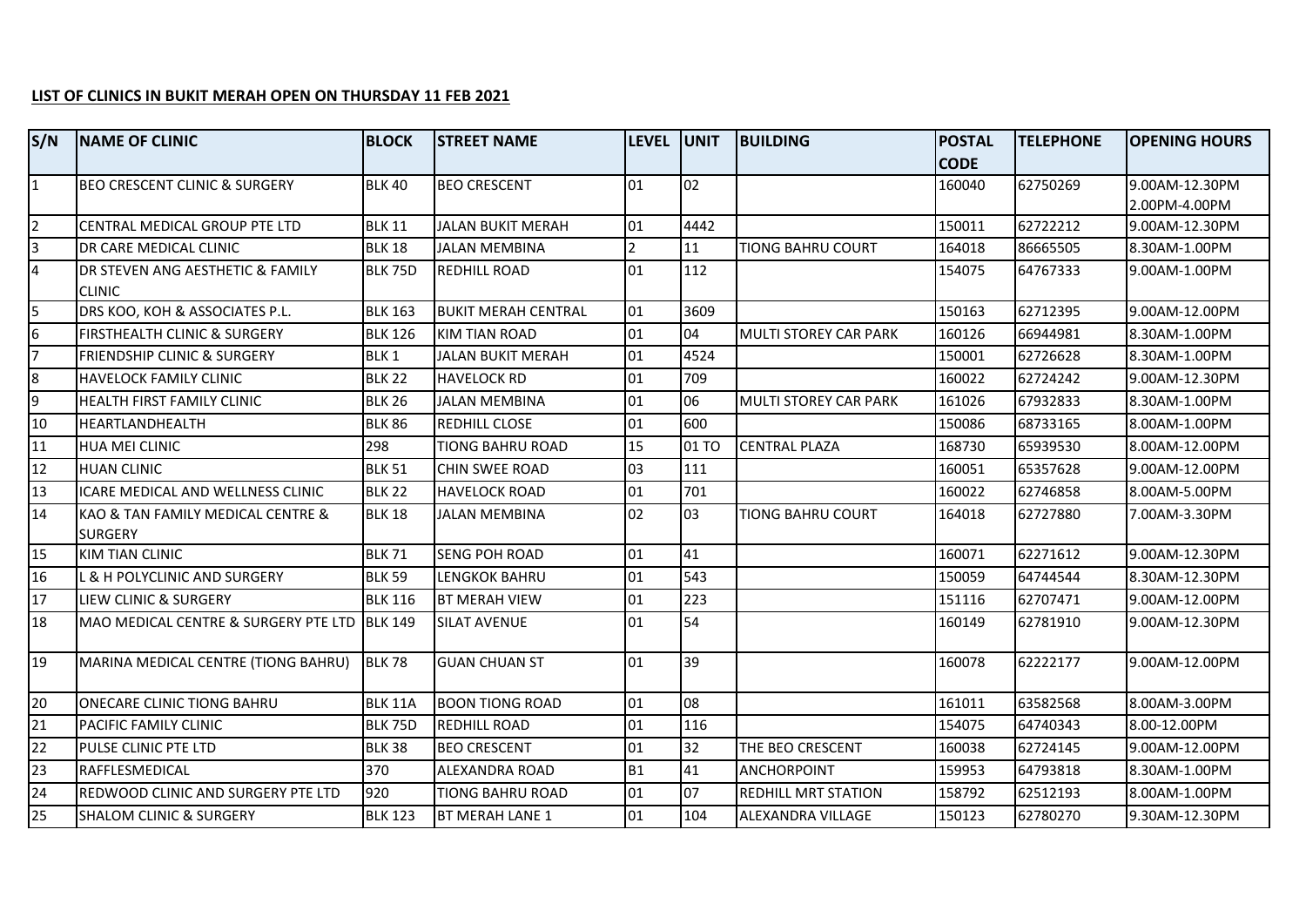**LIST OF CLINICS IN BUKIT MERAH OPEN ON THURSDAY 11 FEB 2021**

| S/N | NAME OF CLINIC | BLOCK | STREET NAME | LEVEL | UNIT | BUILDING | POSTAL CODE | TELEPHONE | OPENING HOURS |
|---|---|---|---|---|---|---|---|---|---|
| 1 | BEO CRESCENT CLINIC & SURGERY | BLK 40 | BEO CRESCENT | 01 | 02 | | 160040 | 62750269 | 9.00AM-12.30PM 2.00PM-4.00PM |
| 2 | CENTRAL MEDICAL GROUP PTE LTD | BLK 11 | JALAN BUKIT MERAH | 01 | 4442 | | 150011 | 62722212 | 9.00AM-12.30PM |
| 3 | DR CARE MEDICAL CLINIC | BLK 18 | JALAN MEMBINA | 2 | 11 | TIONG BAHRU COURT | 164018 | 86665505 | 8.30AM-1.00PM |
| 4 | DR STEVEN ANG AESTHETIC & FAMILY CLINIC | BLK 75D | REDHILL ROAD | 01 | 112 | | 154075 | 64767333 | 9.00AM-1.00PM |
| 5 | DRS KOO, KOH & ASSOCIATES P.L. | BLK 163 | BUKIT MERAH CENTRAL | 01 | 3609 | | 150163 | 62712395 | 9.00AM-12.00PM |
| 6 | FIRSTHEALTH CLINIC & SURGERY | BLK 126 | KIM TIAN ROAD | 01 | 04 | MULTI STOREY CAR PARK | 160126 | 66944981 | 8.30AM-1.00PM |
| 7 | FRIENDSHIP CLINIC & SURGERY | BLK 1 | JALAN BUKIT MERAH | 01 | 4524 | | 150001 | 62726628 | 8.30AM-1.00PM |
| 8 | HAVELOCK FAMILY CLINIC | BLK 22 | HAVELOCK RD | 01 | 709 | | 160022 | 62724242 | 9.00AM-12.30PM |
| 9 | HEALTH FIRST FAMILY CLINIC | BLK 26 | JALAN MEMBINA | 01 | 06 | MULTI STOREY CAR PARK | 161026 | 67932833 | 8.30AM-1.00PM |
| 10 | HEARTLANDHEALTH | BLK 86 | REDHILL CLOSE | 01 | 600 | | 150086 | 68733165 | 8.00AM-1.00PM |
| 11 | HUA MEI CLINIC | 298 | TIONG BAHRU ROAD | 15 | 01 TO | CENTRAL PLAZA | 168730 | 65939530 | 8.00AM-12.00PM |
| 12 | HUAN CLINIC | BLK 51 | CHIN SWEE ROAD | 03 | 111 | | 160051 | 65357628 | 9.00AM-12.00PM |
| 13 | ICARE MEDICAL AND WELLNESS CLINIC | BLK 22 | HAVELOCK ROAD | 01 | 701 | | 160022 | 62746858 | 8.00AM-5.00PM |
| 14 | KAO & TAN FAMILY MEDICAL CENTRE & SURGERY | BLK 18 | JALAN MEMBINA | 02 | 03 | TIONG BAHRU COURT | 164018 | 62727880 | 7.00AM-3.30PM |
| 15 | KIM TIAN CLINIC | BLK 71 | SENG POH ROAD | 01 | 41 | | 160071 | 62271612 | 9.00AM-12.30PM |
| 16 | L & H POLYCLINIC AND SURGERY | BLK 59 | LENGKOK BAHRU | 01 | 543 | | 150059 | 64744544 | 8.30AM-12.30PM |
| 17 | LIEW CLINIC & SURGERY | BLK 116 | BT MERAH VIEW | 01 | 223 | | 151116 | 62707471 | 9.00AM-12.00PM |
| 18 | MAO MEDICAL CENTRE & SURGERY PTE LTD | BLK 149 | SILAT AVENUE | 01 | 54 | | 160149 | 62781910 | 9.00AM-12.30PM |
| 19 | MARINA MEDICAL CENTRE (TIONG BAHRU) | BLK 78 | GUAN CHUAN ST | 01 | 39 | | 160078 | 62222177 | 9.00AM-12.00PM |
| 20 | ONECARE CLINIC TIONG BAHRU | BLK 11A | BOON TIONG ROAD | 01 | 08 | | 161011 | 63582568 | 8.00AM-3.00PM |
| 21 | PACIFIC FAMILY CLINIC | BLK 75D | REDHILL ROAD | 01 | 116 | | 154075 | 64740343 | 8.00-12.00PM |
| 22 | PULSE CLINIC PTE LTD | BLK 38 | BEO CRESCENT | 01 | 32 | THE BEO CRESCENT | 160038 | 62724145 | 9.00AM-12.00PM |
| 23 | RAFFLESMEDICAL | 370 | ALEXANDRA ROAD | B1 | 41 | ANCHORPOINT | 159953 | 64793818 | 8.30AM-1.00PM |
| 24 | REDWOOD CLINIC AND SURGERY PTE LTD | 920 | TIONG BAHRU ROAD | 01 | 07 | REDHILL MRT STATION | 158792 | 62512193 | 8.00AM-1.00PM |
| 25 | SHALOM CLINIC & SURGERY | BLK 123 | BT MERAH LANE 1 | 01 | 104 | ALEXANDRA VILLAGE | 150123 | 62780270 | 9.30AM-12.30PM |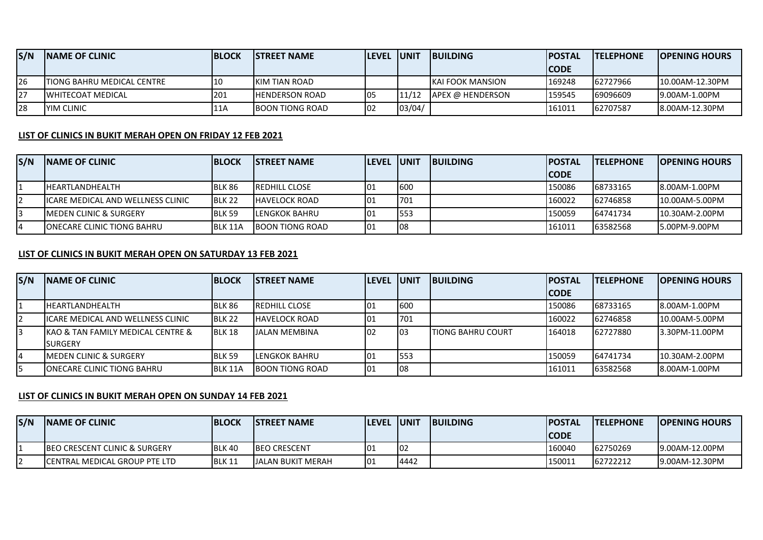| S/N | NAME OF CLINIC | BLOCK | STREET NAME | LEVEL | UNIT | BUILDING | POSTAL CODE | TELEPHONE | OPENING HOURS |
|---|---|---|---|---|---|---|---|---|---|
| 26 | TIONG BAHRU MEDICAL CENTRE | 10 | KIM TIAN ROAD | | | KAI FOOK MANSION | 169248 | 62727966 | 10.00AM-12.30PM |
| 27 | WHITECOAT MEDICAL | 201 | HENDERSON ROAD | 05 | 11/12 | APEX @ HENDERSON | 159545 | 69096609 | 9.00AM-1.00PM |
| 28 | YIM CLINIC | 11A | BOON TIONG ROAD | 02 | 03/04/ | | 161011 | 62707587 | 8.00AM-12.30PM |

**LIST OF CLINICS IN BUKIT MERAH OPEN ON FRIDAY 12 FEB 2021**

| S/N | NAME OF CLINIC | BLOCK | STREET NAME | LEVEL | UNIT | BUILDING | POSTAL CODE | TELEPHONE | OPENING HOURS |
|---|---|---|---|---|---|---|---|---|---|
| 1 | HEARTLANDHEALTH | BLK 86 | REDHILL CLOSE | 01 | 600 | | 150086 | 68733165 | 8.00AM-1.00PM |
| 2 | ICARE MEDICAL AND WELLNESS CLINIC | BLK 22 | HAVELOCK ROAD | 01 | 701 | | 160022 | 62746858 | 10.00AM-5.00PM |
| 3 | MEDEN CLINIC & SURGERY | BLK 59 | LENGKOK BAHRU | 01 | 553 | | 150059 | 64741734 | 10.30AM-2.00PM |
| 4 | ONECARE CLINIC TIONG BAHRU | BLK 11A | BOON TIONG ROAD | 01 | 08 | | 161011 | 63582568 | 5.00PM-9.00PM |

**LIST OF CLINICS IN BUKIT MERAH OPEN ON SATURDAY 13 FEB 2021**

| S/N | NAME OF CLINIC | BLOCK | STREET NAME | LEVEL | UNIT | BUILDING | POSTAL CODE | TELEPHONE | OPENING HOURS |
|---|---|---|---|---|---|---|---|---|---|
| 1 | HEARTLANDHEALTH | BLK 86 | REDHILL CLOSE | 01 | 600 | | 150086 | 68733165 | 8.00AM-1.00PM |
| 2 | ICARE MEDICAL AND WELLNESS CLINIC | BLK 22 | HAVELOCK ROAD | 01 | 701 | | 160022 | 62746858 | 10.00AM-5.00PM |
| 3 | KAO & TAN FAMILY MEDICAL CENTRE & SURGERY | BLK 18 | JALAN MEMBINA | 02 | 03 | TIONG BAHRU COURT | 164018 | 62727880 | 3.30PM-11.00PM |
| 4 | MEDEN CLINIC & SURGERY | BLK 59 | LENGKOK BAHRU | 01 | 553 | | 150059 | 64741734 | 10.30AM-2.00PM |
| 5 | ONECARE CLINIC TIONG BAHRU | BLK 11A | BOON TIONG ROAD | 01 | 08 | | 161011 | 63582568 | 8.00AM-1.00PM |

**LIST OF CLINICS IN BUKIT MERAH OPEN ON SUNDAY 14 FEB 2021**

| S/N | NAME OF CLINIC | BLOCK | STREET NAME | LEVEL | UNIT | BUILDING | POSTAL CODE | TELEPHONE | OPENING HOURS |
|---|---|---|---|---|---|---|---|---|---|
| 1 | BEO CRESCENT CLINIC & SURGERY | BLK 40 | BEO CRESCENT | 01 | 02 | | 160040 | 62750269 | 9.00AM-12.00PM |
| 2 | CENTRAL MEDICAL GROUP PTE LTD | BLK 11 | JALAN BUKIT MERAH | 01 | 4442 | | 150011 | 62722212 | 9.00AM-12.30PM |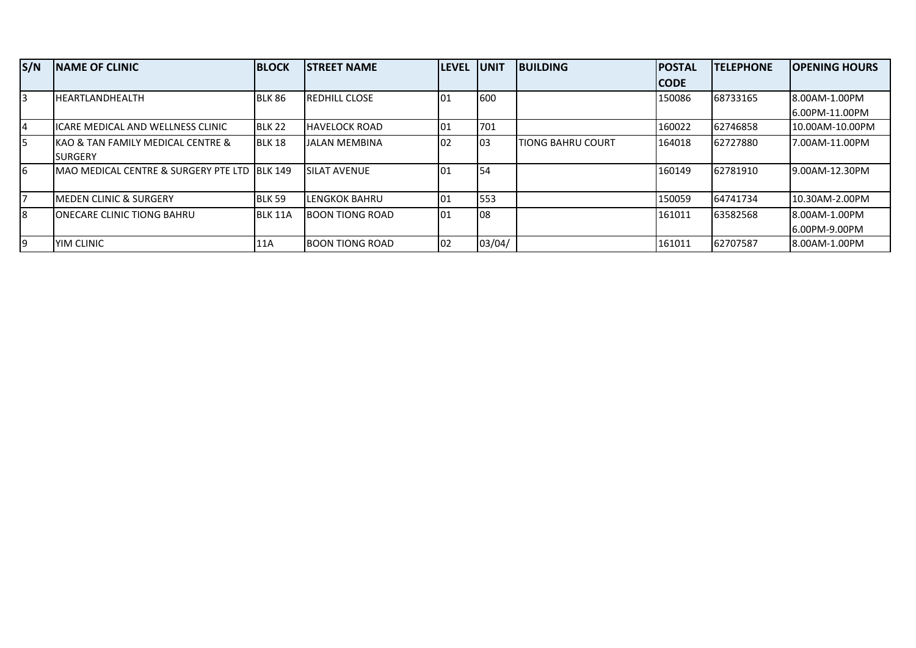| S/N | NAME OF CLINIC | BLOCK | STREET NAME | LEVEL | UNIT | BUILDING | POSTAL CODE | TELEPHONE | OPENING HOURS |
|---|---|---|---|---|---|---|---|---|---|
| 3 | HEARTLANDHEALTH | BLK 86 | REDHILL CLOSE | 01 | 600 | | 150086 | 68733165 | 8.00AM-1.00PM 6.00PM-11.00PM |
| 4 | ICARE MEDICAL AND WELLNESS CLINIC | BLK 22 | HAVELOCK ROAD | 01 | 701 | | 160022 | 62746858 | 10.00AM-10.00PM |
| 5 | KAO & TAN FAMILY MEDICAL CENTRE & SURGERY | BLK 18 | JALAN MEMBINA | 02 | 03 | TIONG BAHRU COURT | 164018 | 62727880 | 7.00AM-11.00PM |
| 6 | MAO MEDICAL CENTRE & SURGERY PTE LTD | BLK 149 | SILAT AVENUE | 01 | 54 | | 160149 | 62781910 | 9.00AM-12.30PM |
| 7 | MEDEN CLINIC & SURGERY | BLK 59 | LENGKOK BAHRU | 01 | 553 | | 150059 | 64741734 | 10.30AM-2.00PM |
| 8 | ONECARE CLINIC TIONG BAHRU | BLK 11A | BOON TIONG ROAD | 01 | 08 | | 161011 | 63582568 | 8.00AM-1.00PM 6.00PM-9.00PM |
| 9 | YIM CLINIC | 11A | BOON TIONG ROAD | 02 | 03/04/ | | 161011 | 62707587 | 8.00AM-1.00PM |